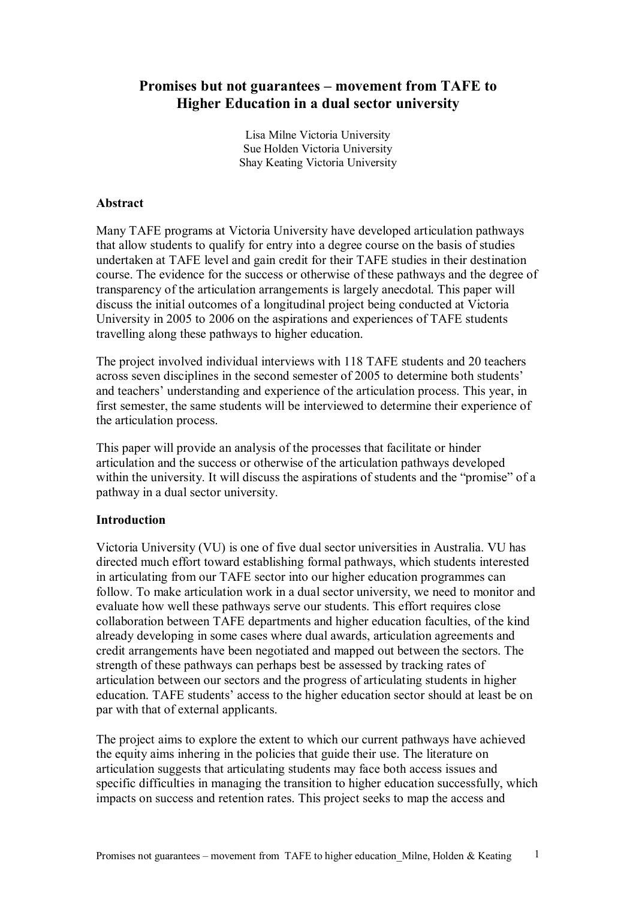# Promises but not guarantees – movement from TAFE to Higher Education in a dual sector university

Lisa Milne Victoria University
Sue Holden Victoria University
Shay Keating Victoria University

## Abstract

Many TAFE programs at Victoria University have developed articulation pathways that allow students to qualify for entry into a degree course on the basis of studies undertaken at TAFE level and gain credit for their TAFE studies in their destination course. The evidence for the success or otherwise of these pathways and the degree of transparency of the articulation arrangements is largely anecdotal. This paper will discuss the initial outcomes of a longitudinal project being conducted at Victoria University in 2005 to 2006 on the aspirations and experiences of TAFE students travelling along these pathways to higher education.

The project involved individual interviews with 118 TAFE students and 20 teachers across seven disciplines in the second semester of 2005 to determine both students' and teachers' understanding and experience of the articulation process. This year, in first semester, the same students will be interviewed to determine their experience of the articulation process.

This paper will provide an analysis of the processes that facilitate or hinder articulation and the success or otherwise of the articulation pathways developed within the university. It will discuss the aspirations of students and the "promise" of a pathway in a dual sector university.

## Introduction

Victoria University (VU) is one of five dual sector universities in Australia. VU has directed much effort toward establishing formal pathways, which students interested in articulating from our TAFE sector into our higher education programmes can follow. To make articulation work in a dual sector university, we need to monitor and evaluate how well these pathways serve our students. This effort requires close collaboration between TAFE departments and higher education faculties, of the kind already developing in some cases where dual awards, articulation agreements and credit arrangements have been negotiated and mapped out between the sectors. The strength of these pathways can perhaps best be assessed by tracking rates of articulation between our sectors and the progress of articulating students in higher education. TAFE students' access to the higher education sector should at least be on par with that of external applicants.

The project aims to explore the extent to which our current pathways have achieved the equity aims inhering in the policies that guide their use. The literature on articulation suggests that articulating students may face both access issues and specific difficulties in managing the transition to higher education successfully, which impacts on success and retention rates. This project seeks to map the access and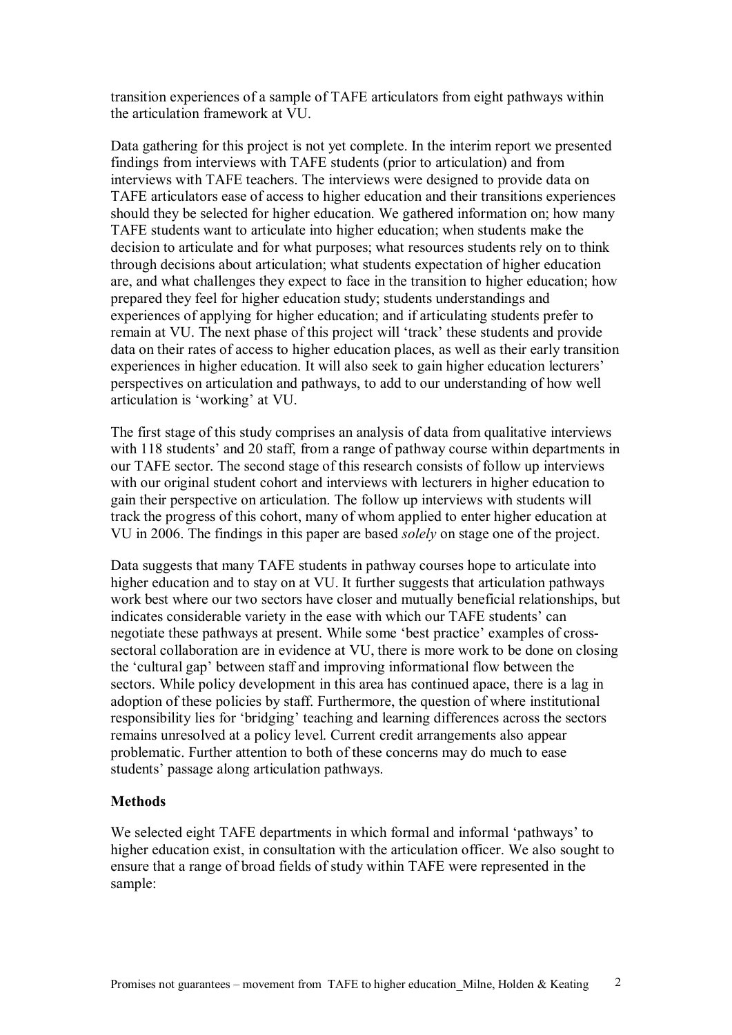transition experiences of a sample of TAFE articulators from eight pathways within the articulation framework at VU.

Data gathering for this project is not yet complete. In the interim report we presented findings from interviews with TAFE students (prior to articulation) and from interviews with TAFE teachers. The interviews were designed to provide data on TAFE articulators ease of access to higher education and their transitions experiences should they be selected for higher education. We gathered information on; how many TAFE students want to articulate into higher education; when students make the decision to articulate and for what purposes; what resources students rely on to think through decisions about articulation; what students expectation of higher education are, and what challenges they expect to face in the transition to higher education; how prepared they feel for higher education study; students understandings and experiences of applying for higher education; and if articulating students prefer to remain at VU. The next phase of this project will 'track' these students and provide data on their rates of access to higher education places, as well as their early transition experiences in higher education. It will also seek to gain higher education lecturers' perspectives on articulation and pathways, to add to our understanding of how well articulation is 'working' at VU.

The first stage of this study comprises an analysis of data from qualitative interviews with 118 students' and 20 staff, from a range of pathway course within departments in our TAFE sector. The second stage of this research consists of follow up interviews with our original student cohort and interviews with lecturers in higher education to gain their perspective on articulation. The follow up interviews with students will track the progress of this cohort, many of whom applied to enter higher education at VU in 2006. The findings in this paper are based *solely* on stage one of the project.

Data suggests that many TAFE students in pathway courses hope to articulate into higher education and to stay on at VU. It further suggests that articulation pathways work best where our two sectors have closer and mutually beneficial relationships, but indicates considerable variety in the ease with which our TAFE students' can negotiate these pathways at present. While some 'best practice' examples of cross-sectoral collaboration are in evidence at VU, there is more work to be done on closing the 'cultural gap' between staff and improving informational flow between the sectors. While policy development in this area has continued apace, there is a lag in adoption of these policies by staff. Furthermore, the question of where institutional responsibility lies for 'bridging' teaching and learning differences across the sectors remains unresolved at a policy level. Current credit arrangements also appear problematic. Further attention to both of these concerns may do much to ease students' passage along articulation pathways.

**Methods**

We selected eight TAFE departments in which formal and informal 'pathways' to higher education exist, in consultation with the articulation officer. We also sought to ensure that a range of broad fields of study within TAFE were represented in the sample: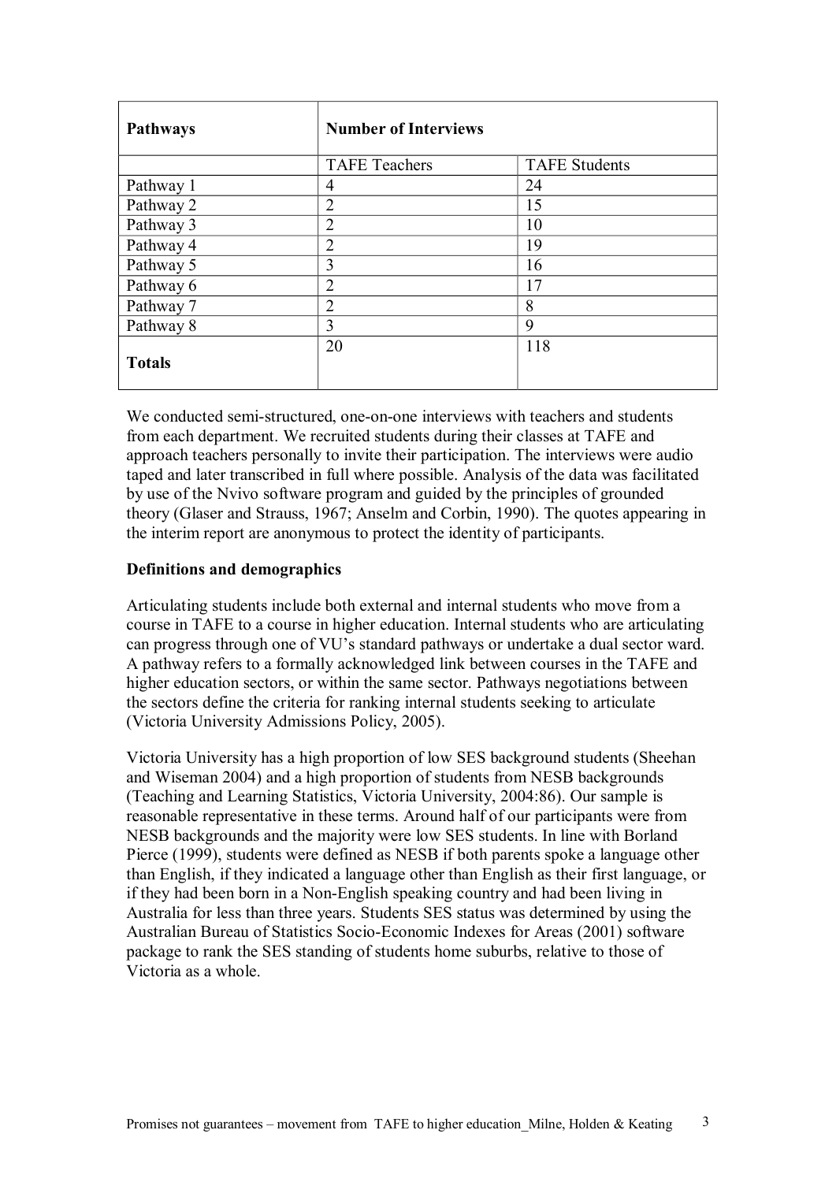| Pathways | Number of Interviews | |
|---|---|---|
| | TAFE Teachers | TAFE Students |
| Pathway 1 | 4 | 24 |
| Pathway 2 | 2 | 15 |
| Pathway 3 | 2 | 10 |
| Pathway 4 | 2 | 19 |
| Pathway 5 | 3 | 16 |
| Pathway 6 | 2 | 17 |
| Pathway 7 | 2 | 8 |
| Pathway 8 | 3 | 9 |
| **Totals** | 20 | 118 |

We conducted semi-structured, one-on-one interviews with teachers and students from each department. We recruited students during their classes at TAFE and approach teachers personally to invite their participation. The interviews were audio taped and later transcribed in full where possible. Analysis of the data was facilitated by use of the Nvivo software program and guided by the principles of grounded theory (Glaser and Strauss, 1967; Anselm and Corbin, 1990). The quotes appearing in the interim report are anonymous to protect the identity of participants.

**Definitions and demographics**

Articulating students include both external and internal students who move from a course in TAFE to a course in higher education. Internal students who are articulating can progress through one of VU's standard pathways or undertake a dual sector ward. A pathway refers to a formally acknowledged link between courses in the TAFE and higher education sectors, or within the same sector. Pathways negotiations between the sectors define the criteria for ranking internal students seeking to articulate (Victoria University Admissions Policy, 2005).

Victoria University has a high proportion of low SES background students (Sheehan and Wiseman 2004) and a high proportion of students from NESB backgrounds (Teaching and Learning Statistics, Victoria University, 2004:86). Our sample is reasonable representative in these terms. Around half of our participants were from NESB backgrounds and the majority were low SES students. In line with Borland Pierce (1999), students were defined as NESB if both parents spoke a language other than English, if they indicated a language other than English as their first language, or if they had been born in a Non-English speaking country and had been living in Australia for less than three years. Students SES status was determined by using the Australian Bureau of Statistics Socio-Economic Indexes for Areas (2001) software package to rank the SES standing of students home suburbs, relative to those of Victoria as a whole.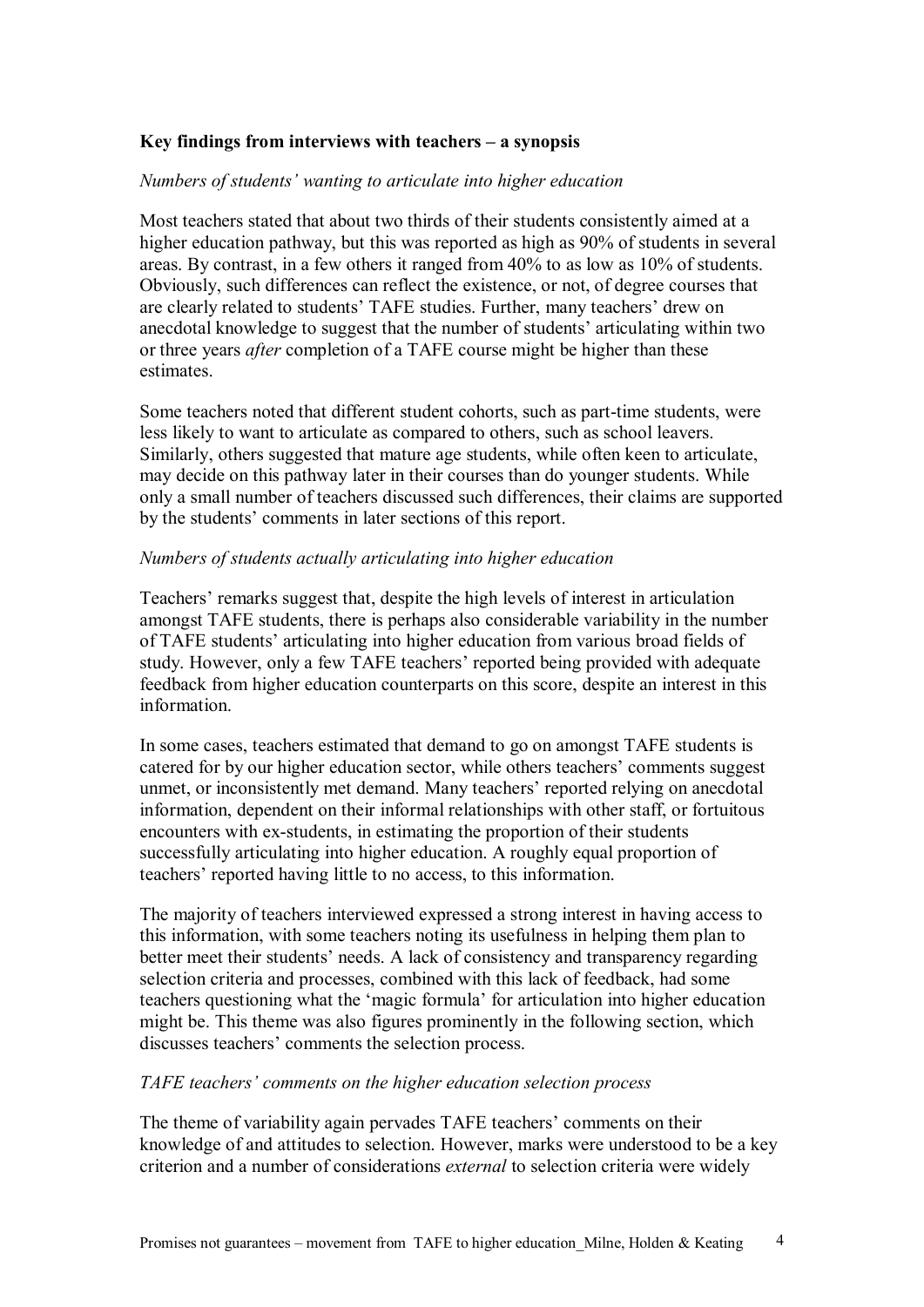**Key findings from interviews with teachers – a synopsis**

*Numbers of students' wanting to articulate into higher education*

Most teachers stated that about two thirds of their students consistently aimed at a higher education pathway, but this was reported as high as 90% of students in several areas. By contrast, in a few others it ranged from 40% to as low as 10% of students. Obviously, such differences can reflect the existence, or not, of degree courses that are clearly related to students' TAFE studies. Further, many teachers' drew on anecdotal knowledge to suggest that the number of students' articulating within two or three years *after* completion of a TAFE course might be higher than these estimates.

Some teachers noted that different student cohorts, such as part-time students, were less likely to want to articulate as compared to others, such as school leavers. Similarly, others suggested that mature age students, while often keen to articulate, may decide on this pathway later in their courses than do younger students. While only a small number of teachers discussed such differences, their claims are supported by the students' comments in later sections of this report.

*Numbers of students actually articulating into higher education*

Teachers' remarks suggest that, despite the high levels of interest in articulation amongst TAFE students, there is perhaps also considerable variability in the number of TAFE students' articulating into higher education from various broad fields of study. However, only a few TAFE teachers' reported being provided with adequate feedback from higher education counterparts on this score, despite an interest in this information.

In some cases, teachers estimated that demand to go on amongst TAFE students is catered for by our higher education sector, while others teachers' comments suggest unmet, or inconsistently met demand. Many teachers' reported relying on anecdotal information, dependent on their informal relationships with other staff, or fortuitous encounters with ex-students, in estimating the proportion of their students successfully articulating into higher education. A roughly equal proportion of teachers' reported having little to no access, to this information.

The majority of teachers interviewed expressed a strong interest in having access to this information, with some teachers noting its usefulness in helping them plan to better meet their students' needs. A lack of consistency and transparency regarding selection criteria and processes, combined with this lack of feedback, had some teachers questioning what the 'magic formula' for articulation into higher education might be. This theme was also figures prominently in the following section, which discusses teachers' comments the selection process.

*TAFE teachers' comments on the higher education selection process*

The theme of variability again pervades TAFE teachers' comments on their knowledge of and attitudes to selection. However, marks were understood to be a key criterion and a number of considerations *external* to selection criteria were widely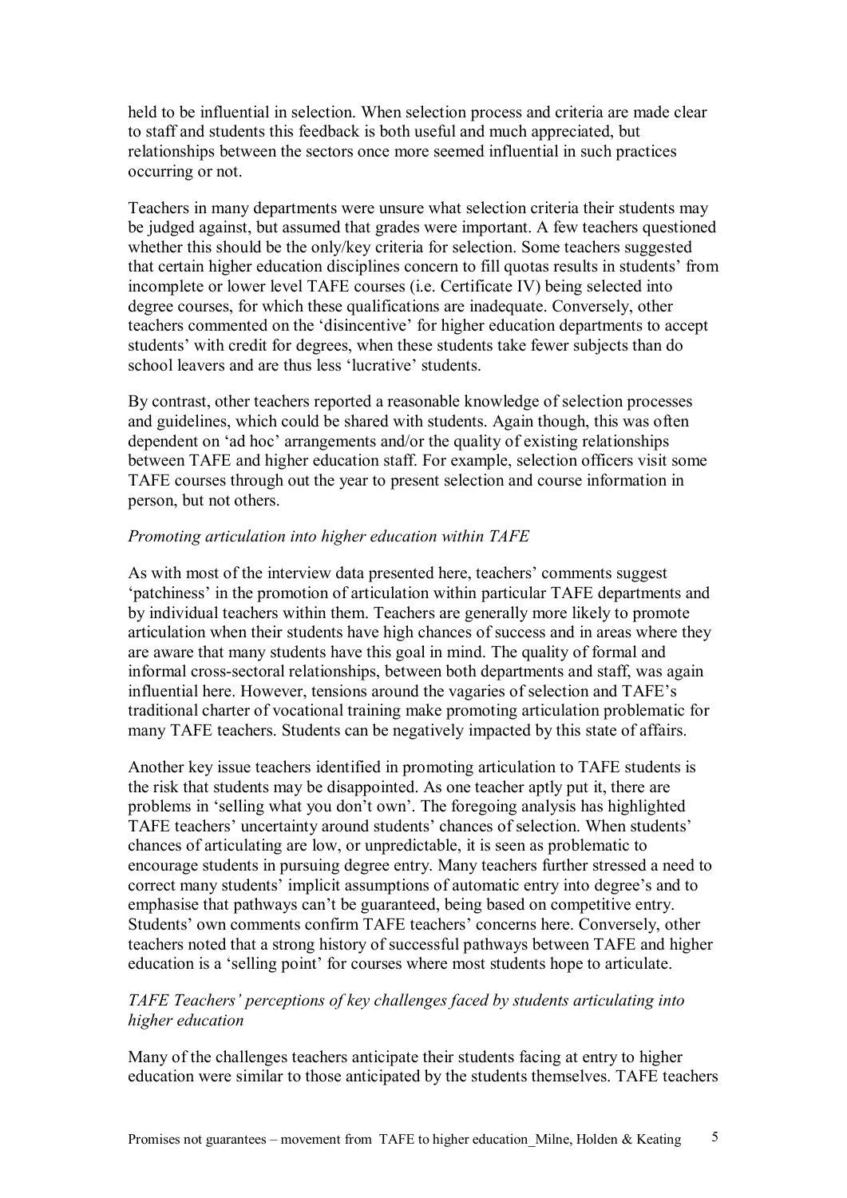held to be influential in selection. When selection process and criteria are made clear to staff and students this feedback is both useful and much appreciated, but relationships between the sectors once more seemed influential in such practices occurring or not.

Teachers in many departments were unsure what selection criteria their students may be judged against, but assumed that grades were important. A few teachers questioned whether this should be the only/key criteria for selection. Some teachers suggested that certain higher education disciplines concern to fill quotas results in students' from incomplete or lower level TAFE courses (i.e. Certificate IV) being selected into degree courses, for which these qualifications are inadequate. Conversely, other teachers commented on the 'disincentive' for higher education departments to accept students' with credit for degrees, when these students take fewer subjects than do school leavers and are thus less 'lucrative' students.

By contrast, other teachers reported a reasonable knowledge of selection processes and guidelines, which could be shared with students. Again though, this was often dependent on 'ad hoc' arrangements and/or the quality of existing relationships between TAFE and higher education staff. For example, selection officers visit some TAFE courses through out the year to present selection and course information in person, but not others.

*Promoting articulation into higher education within TAFE*

As with most of the interview data presented here, teachers' comments suggest 'patchiness' in the promotion of articulation within particular TAFE departments and by individual teachers within them. Teachers are generally more likely to promote articulation when their students have high chances of success and in areas where they are aware that many students have this goal in mind. The quality of formal and informal cross-sectoral relationships, between both departments and staff, was again influential here. However, tensions around the vagaries of selection and TAFE's traditional charter of vocational training make promoting articulation problematic for many TAFE teachers. Students can be negatively impacted by this state of affairs.

Another key issue teachers identified in promoting articulation to TAFE students is the risk that students may be disappointed. As one teacher aptly put it, there are problems in 'selling what you don't own'. The foregoing analysis has highlighted TAFE teachers' uncertainty around students' chances of selection. When students' chances of articulating are low, or unpredictable, it is seen as problematic to encourage students in pursuing degree entry. Many teachers further stressed a need to correct many students' implicit assumptions of automatic entry into degree's and to emphasise that pathways can't be guaranteed, being based on competitive entry. Students' own comments confirm TAFE teachers' concerns here. Conversely, other teachers noted that a strong history of successful pathways between TAFE and higher education is a 'selling point' for courses where most students hope to articulate.

*TAFE Teachers' perceptions of key challenges faced by students articulating into higher education*

Many of the challenges teachers anticipate their students facing at entry to higher education were similar to those anticipated by the students themselves. TAFE teachers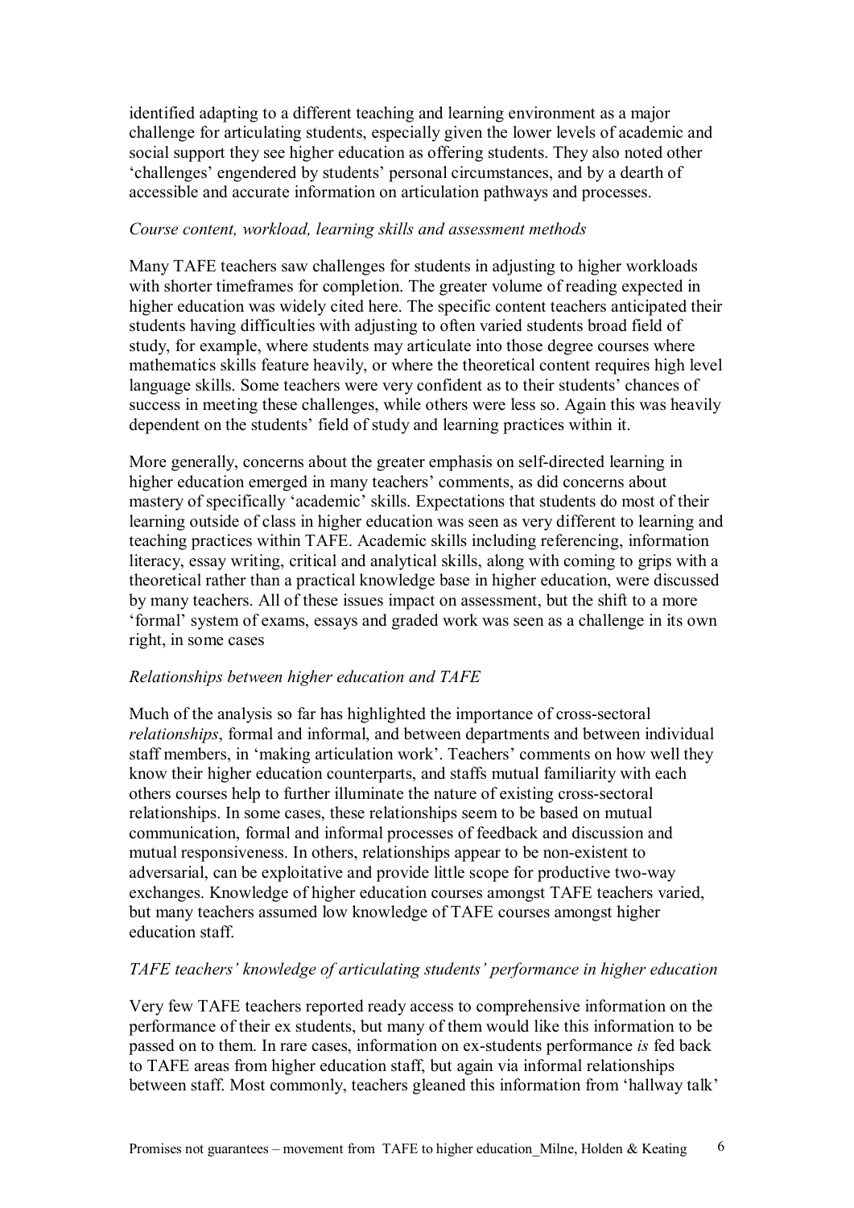identified adapting to a different teaching and learning environment as a major challenge for articulating students, especially given the lower levels of academic and social support they see higher education as offering students. They also noted other 'challenges' engendered by students' personal circumstances, and by a dearth of accessible and accurate information on articulation pathways and processes.

*Course content, workload, learning skills and assessment methods*

Many TAFE teachers saw challenges for students in adjusting to higher workloads with shorter timeframes for completion. The greater volume of reading expected in higher education was widely cited here. The specific content teachers anticipated their students having difficulties with adjusting to often varied students broad field of study, for example, where students may articulate into those degree courses where mathematics skills feature heavily, or where the theoretical content requires high level language skills. Some teachers were very confident as to their students' chances of success in meeting these challenges, while others were less so. Again this was heavily dependent on the students' field of study and learning practices within it.

More generally, concerns about the greater emphasis on self-directed learning in higher education emerged in many teachers' comments, as did concerns about mastery of specifically 'academic' skills. Expectations that students do most of their learning outside of class in higher education was seen as very different to learning and teaching practices within TAFE. Academic skills including referencing, information literacy, essay writing, critical and analytical skills, along with coming to grips with a theoretical rather than a practical knowledge base in higher education, were discussed by many teachers. All of these issues impact on assessment, but the shift to a more 'formal' system of exams, essays and graded work was seen as a challenge in its own right, in some cases

*Relationships between higher education and TAFE*

Much of the analysis so far has highlighted the importance of cross-sectoral *relationships*, formal and informal, and between departments and between individual staff members, in 'making articulation work'. Teachers' comments on how well they know their higher education counterparts, and staffs mutual familiarity with each others courses help to further illuminate the nature of existing cross-sectoral relationships. In some cases, these relationships seem to be based on mutual communication, formal and informal processes of feedback and discussion and mutual responsiveness. In others, relationships appear to be non-existent to adversarial, can be exploitative and provide little scope for productive two-way exchanges. Knowledge of higher education courses amongst TAFE teachers varied, but many teachers assumed low knowledge of TAFE courses amongst higher education staff.

*TAFE teachers' knowledge of articulating students' performance in higher education*

Very few TAFE teachers reported ready access to comprehensive information on the performance of their ex students, but many of them would like this information to be passed on to them. In rare cases, information on ex-students performance *is* fed back to TAFE areas from higher education staff, but again via informal relationships between staff. Most commonly, teachers gleaned this information from 'hallway talk'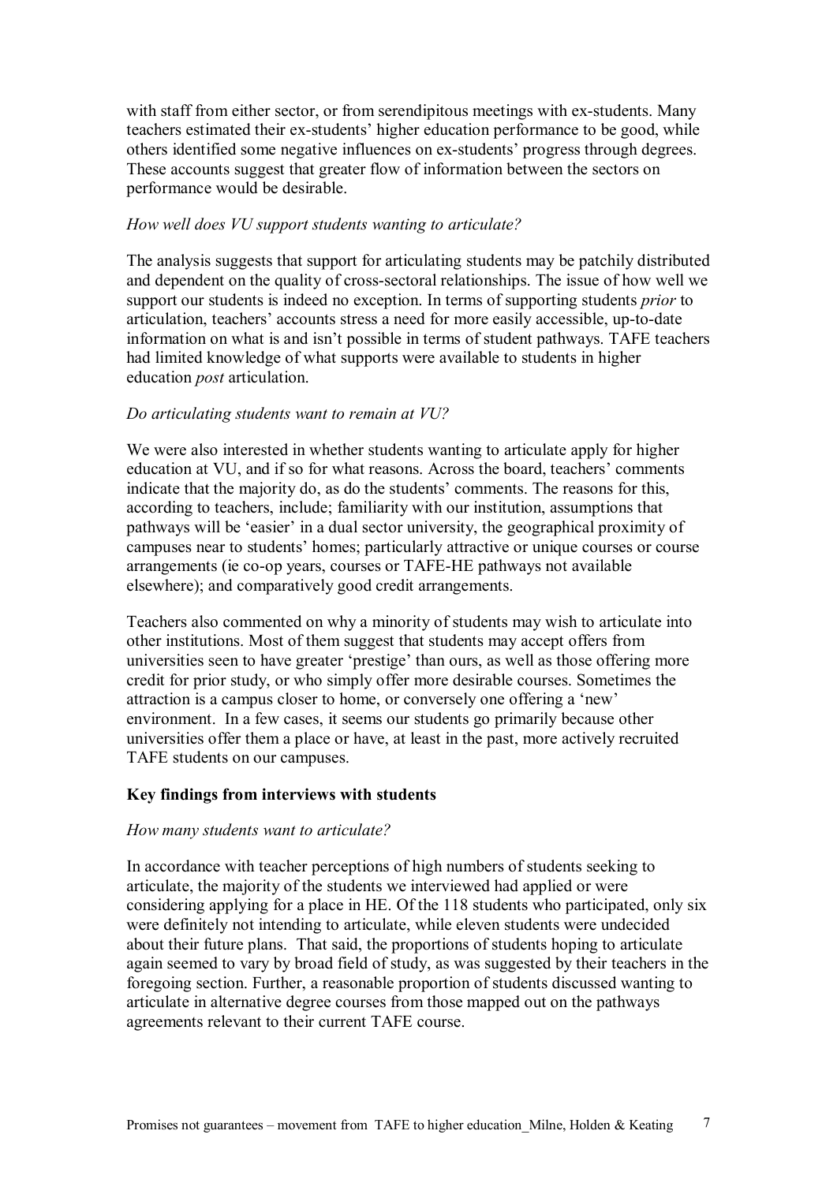with staff from either sector, or from serendipitous meetings with ex-students. Many teachers estimated their ex-students' higher education performance to be good, while others identified some negative influences on ex-students' progress through degrees. These accounts suggest that greater flow of information between the sectors on performance would be desirable.

*How well does VU support students wanting to articulate?*

The analysis suggests that support for articulating students may be patchily distributed and dependent on the quality of cross-sectoral relationships. The issue of how well we support our students is indeed no exception. In terms of supporting students *prior* to articulation, teachers' accounts stress a need for more easily accessible, up-to-date information on what is and isn't possible in terms of student pathways. TAFE teachers had limited knowledge of what supports were available to students in higher education *post* articulation.

*Do articulating students want to remain at VU?*

We were also interested in whether students wanting to articulate apply for higher education at VU, and if so for what reasons. Across the board, teachers' comments indicate that the majority do, as do the students' comments. The reasons for this, according to teachers, include; familiarity with our institution, assumptions that pathways will be 'easier' in a dual sector university, the geographical proximity of campuses near to students' homes; particularly attractive or unique courses or course arrangements (ie co-op years, courses or TAFE-HE pathways not available elsewhere); and comparatively good credit arrangements.

Teachers also commented on why a minority of students may wish to articulate into other institutions. Most of them suggest that students may accept offers from universities seen to have greater 'prestige' than ours, as well as those offering more credit for prior study, or who simply offer more desirable courses. Sometimes the attraction is a campus closer to home, or conversely one offering a 'new' environment. In a few cases, it seems our students go primarily because other universities offer them a place or have, at least in the past, more actively recruited TAFE students on our campuses.

**Key findings from interviews with students**

*How many students want to articulate?*

In accordance with teacher perceptions of high numbers of students seeking to articulate, the majority of the students we interviewed had applied or were considering applying for a place in HE. Of the 118 students who participated, only six were definitely not intending to articulate, while eleven students were undecided about their future plans. That said, the proportions of students hoping to articulate again seemed to vary by broad field of study, as was suggested by their teachers in the foregoing section. Further, a reasonable proportion of students discussed wanting to articulate in alternative degree courses from those mapped out on the pathways agreements relevant to their current TAFE course.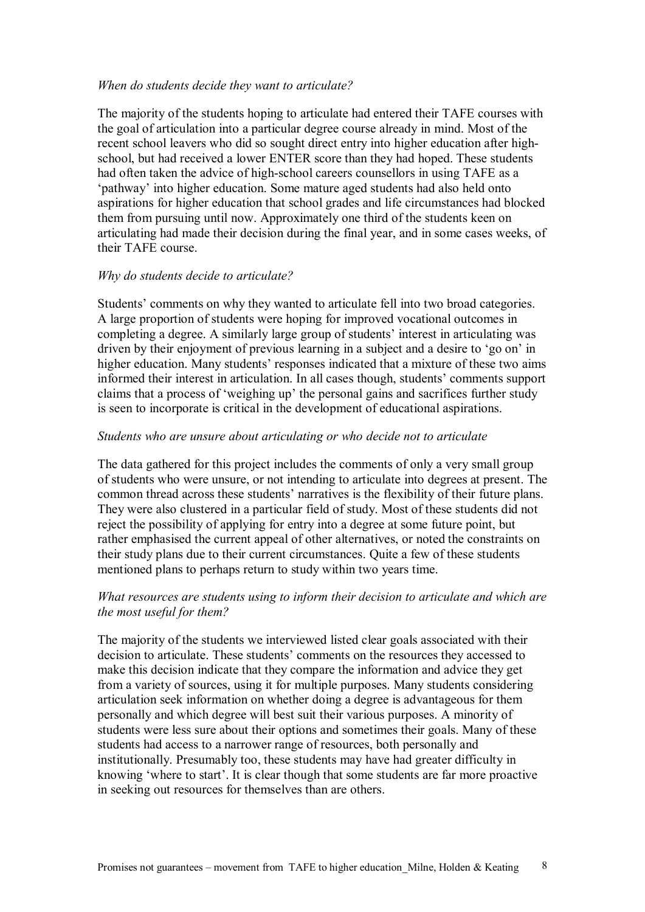*When do students decide they want to articulate?*

The majority of the students hoping to articulate had entered their TAFE courses with the goal of articulation into a particular degree course already in mind. Most of the recent school leavers who did so sought direct entry into higher education after high-school, but had received a lower ENTER score than they had hoped. These students had often taken the advice of high-school careers counsellors in using TAFE as a 'pathway' into higher education. Some mature aged students had also held onto aspirations for higher education that school grades and life circumstances had blocked them from pursuing until now. Approximately one third of the students keen on articulating had made their decision during the final year, and in some cases weeks, of their TAFE course.

*Why do students decide to articulate?*

Students' comments on why they wanted to articulate fell into two broad categories. A large proportion of students were hoping for improved vocational outcomes in completing a degree. A similarly large group of students' interest in articulating was driven by their enjoyment of previous learning in a subject and a desire to 'go on' in higher education. Many students' responses indicated that a mixture of these two aims informed their interest in articulation. In all cases though, students' comments support claims that a process of 'weighing up' the personal gains and sacrifices further study is seen to incorporate is critical in the development of educational aspirations.

*Students who are unsure about articulating or who decide not to articulate*

The data gathered for this project includes the comments of only a very small group of students who were unsure, or not intending to articulate into degrees at present. The common thread across these students' narratives is the flexibility of their future plans. They were also clustered in a particular field of study. Most of these students did not reject the possibility of applying for entry into a degree at some future point, but rather emphasised the current appeal of other alternatives, or noted the constraints on their study plans due to their current circumstances. Quite a few of these students mentioned plans to perhaps return to study within two years time.

*What resources are students using to inform their decision to articulate and which are the most useful for them?*

The majority of the students we interviewed listed clear goals associated with their decision to articulate. These students' comments on the resources they accessed to make this decision indicate that they compare the information and advice they get from a variety of sources, using it for multiple purposes. Many students considering articulation seek information on whether doing a degree is advantageous for them personally and which degree will best suit their various purposes. A minority of students were less sure about their options and sometimes their goals. Many of these students had access to a narrower range of resources, both personally and institutionally. Presumably too, these students may have had greater difficulty in knowing 'where to start'. It is clear though that some students are far more proactive in seeking out resources for themselves than are others.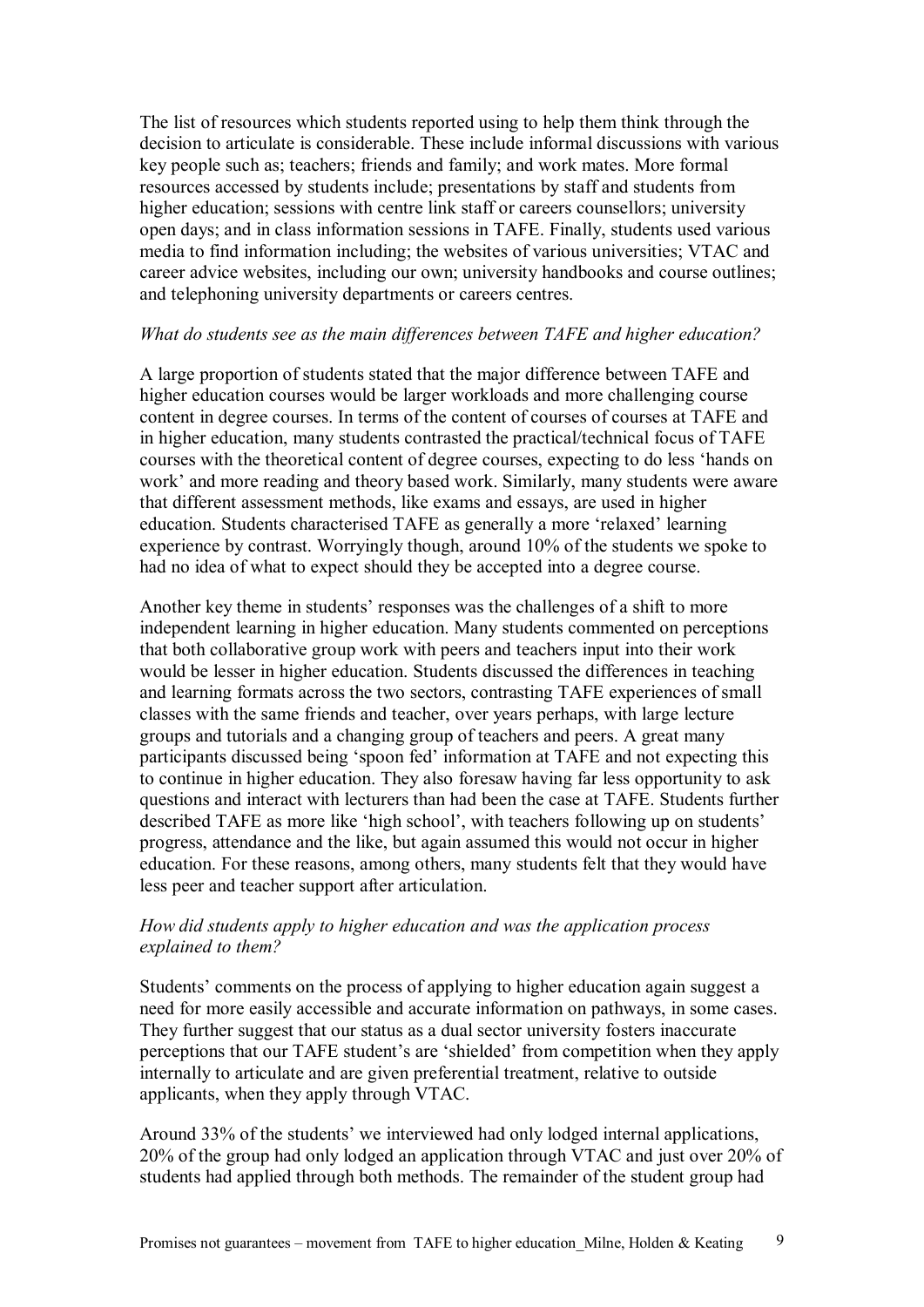The list of resources which students reported using to help them think through the decision to articulate is considerable. These include informal discussions with various key people such as; teachers; friends and family; and work mates. More formal resources accessed by students include; presentations by staff and students from higher education; sessions with centre link staff or careers counsellors; university open days; and in class information sessions in TAFE. Finally, students used various media to find information including; the websites of various universities; VTAC and career advice websites, including our own; university handbooks and course outlines; and telephoning university departments or careers centres.

*What do students see as the main differences between TAFE and higher education?*

A large proportion of students stated that the major difference between TAFE and higher education courses would be larger workloads and more challenging course content in degree courses. In terms of the content of courses of courses at TAFE and in higher education, many students contrasted the practical/technical focus of TAFE courses with the theoretical content of degree courses, expecting to do less 'hands on work' and more reading and theory based work. Similarly, many students were aware that different assessment methods, like exams and essays, are used in higher education. Students characterised TAFE as generally a more 'relaxed' learning experience by contrast. Worryingly though, around 10% of the students we spoke to had no idea of what to expect should they be accepted into a degree course.

Another key theme in students' responses was the challenges of a shift to more independent learning in higher education. Many students commented on perceptions that both collaborative group work with peers and teachers input into their work would be lesser in higher education. Students discussed the differences in teaching and learning formats across the two sectors, contrasting TAFE experiences of small classes with the same friends and teacher, over years perhaps, with large lecture groups and tutorials and a changing group of teachers and peers. A great many participants discussed being 'spoon fed' information at TAFE and not expecting this to continue in higher education. They also foresaw having far less opportunity to ask questions and interact with lecturers than had been the case at TAFE. Students further described TAFE as more like 'high school', with teachers following up on students' progress, attendance and the like, but again assumed this would not occur in higher education. For these reasons, among others, many students felt that they would have less peer and teacher support after articulation.

*How did students apply to higher education and was the application process explained to them?*

Students' comments on the process of applying to higher education again suggest a need for more easily accessible and accurate information on pathways, in some cases. They further suggest that our status as a dual sector university fosters inaccurate perceptions that our TAFE student's are 'shielded' from competition when they apply internally to articulate and are given preferential treatment, relative to outside applicants, when they apply through VTAC.

Around 33% of the students' we interviewed had only lodged internal applications, 20% of the group had only lodged an application through VTAC and just over 20% of students had applied through both methods. The remainder of the student group had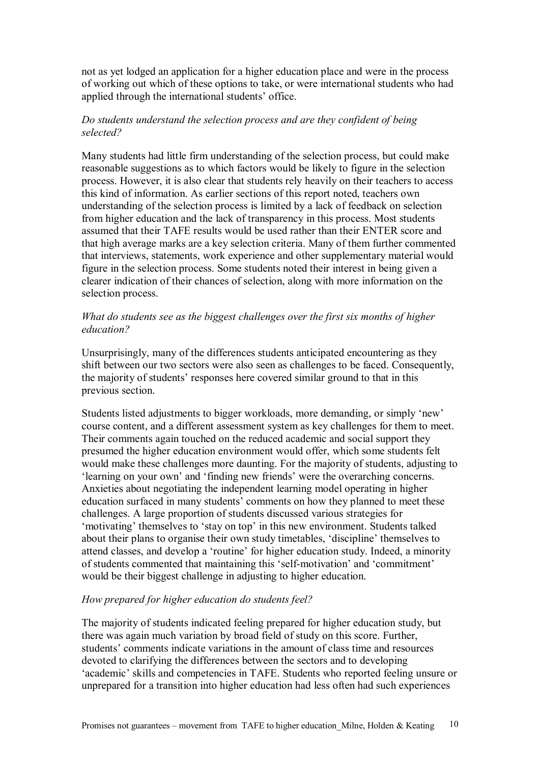not as yet lodged an application for a higher education place and were in the process of working out which of these options to take, or were international students who had applied through the international students' office.

*Do students understand the selection process and are they confident of being selected?*

Many students had little firm understanding of the selection process, but could make reasonable suggestions as to which factors would be likely to figure in the selection process. However, it is also clear that students rely heavily on their teachers to access this kind of information. As earlier sections of this report noted, teachers own understanding of the selection process is limited by a lack of feedback on selection from higher education and the lack of transparency in this process. Most students assumed that their TAFE results would be used rather than their ENTER score and that high average marks are a key selection criteria. Many of them further commented that interviews, statements, work experience and other supplementary material would figure in the selection process. Some students noted their interest in being given a clearer indication of their chances of selection, along with more information on the selection process.

*What do students see as the biggest challenges over the first six months of higher education?*

Unsurprisingly, many of the differences students anticipated encountering as they shift between our two sectors were also seen as challenges to be faced. Consequently, the majority of students' responses here covered similar ground to that in this previous section.

Students listed adjustments to bigger workloads, more demanding, or simply 'new' course content, and a different assessment system as key challenges for them to meet. Their comments again touched on the reduced academic and social support they presumed the higher education environment would offer, which some students felt would make these challenges more daunting. For the majority of students, adjusting to 'learning on your own' and 'finding new friends' were the overarching concerns. Anxieties about negotiating the independent learning model operating in higher education surfaced in many students' comments on how they planned to meet these challenges. A large proportion of students discussed various strategies for 'motivating' themselves to 'stay on top' in this new environment. Students talked about their plans to organise their own study timetables, 'discipline' themselves to attend classes, and develop a 'routine' for higher education study. Indeed, a minority of students commented that maintaining this 'self-motivation' and 'commitment' would be their biggest challenge in adjusting to higher education.

*How prepared for higher education do students feel?*

The majority of students indicated feeling prepared for higher education study, but there was again much variation by broad field of study on this score. Further, students' comments indicate variations in the amount of class time and resources devoted to clarifying the differences between the sectors and to developing 'academic' skills and competencies in TAFE. Students who reported feeling unsure or unprepared for a transition into higher education had less often had such experiences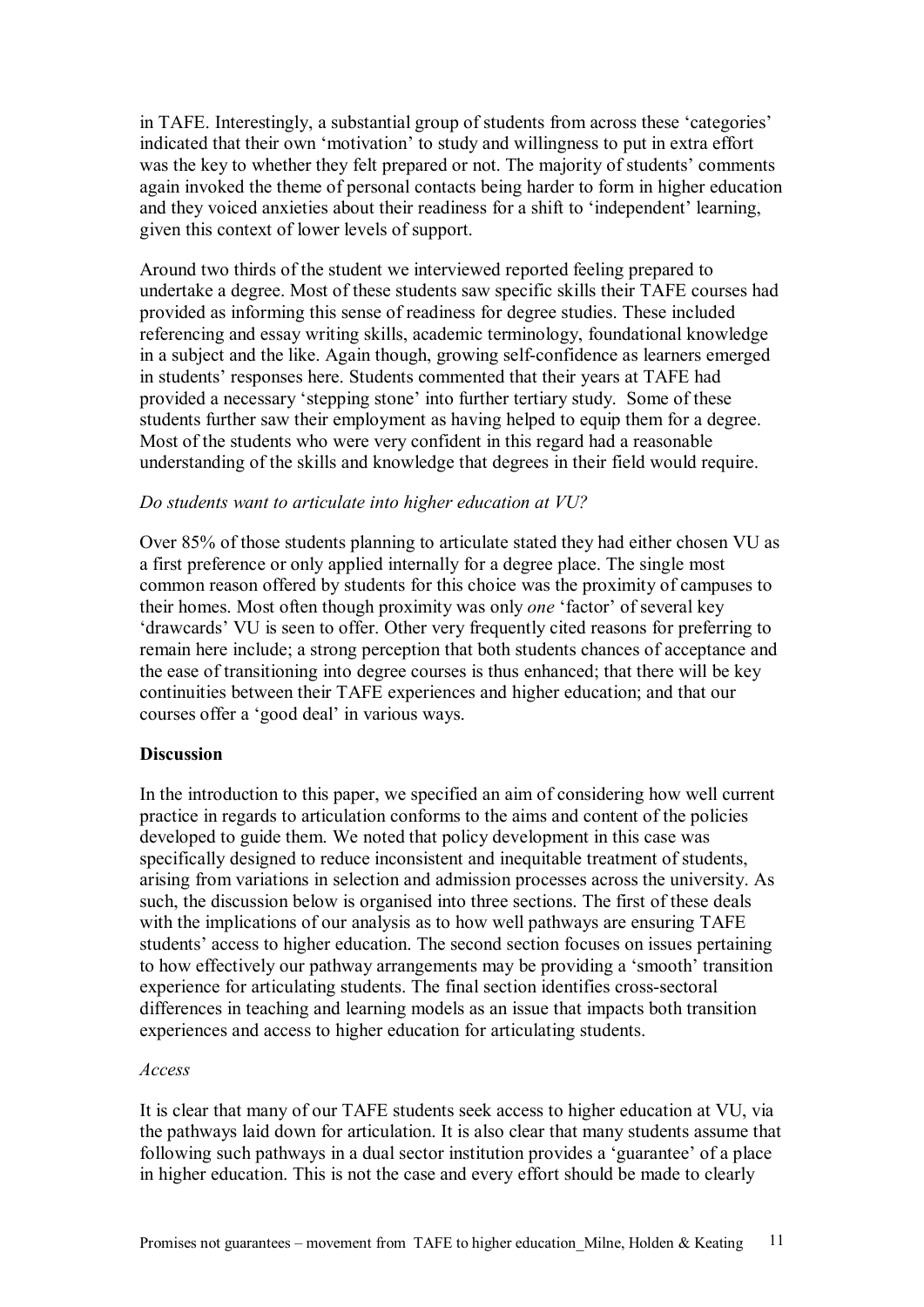in TAFE. Interestingly, a substantial group of students from across these 'categories' indicated that their own 'motivation' to study and willingness to put in extra effort was the key to whether they felt prepared or not. The majority of students' comments again invoked the theme of personal contacts being harder to form in higher education and they voiced anxieties about their readiness for a shift to 'independent' learning, given this context of lower levels of support.

Around two thirds of the student we interviewed reported feeling prepared to undertake a degree. Most of these students saw specific skills their TAFE courses had provided as informing this sense of readiness for degree studies. These included referencing and essay writing skills, academic terminology, foundational knowledge in a subject and the like. Again though, growing self-confidence as learners emerged in students' responses here. Students commented that their years at TAFE had provided a necessary 'stepping stone' into further tertiary study. Some of these students further saw their employment as having helped to equip them for a degree. Most of the students who were very confident in this regard had a reasonable understanding of the skills and knowledge that degrees in their field would require.

*Do students want to articulate into higher education at VU?*

Over 85% of those students planning to articulate stated they had either chosen VU as a first preference or only applied internally for a degree place. The single most common reason offered by students for this choice was the proximity of campuses to their homes. Most often though proximity was only *one* 'factor' of several key 'drawcards' VU is seen to offer. Other very frequently cited reasons for preferring to remain here include; a strong perception that both students chances of acceptance and the ease of transitioning into degree courses is thus enhanced; that there will be key continuities between their TAFE experiences and higher education; and that our courses offer a 'good deal' in various ways.

**Discussion**

In the introduction to this paper, we specified an aim of considering how well current practice in regards to articulation conforms to the aims and content of the policies developed to guide them. We noted that policy development in this case was specifically designed to reduce inconsistent and inequitable treatment of students, arising from variations in selection and admission processes across the university. As such, the discussion below is organised into three sections. The first of these deals with the implications of our analysis as to how well pathways are ensuring TAFE students' access to higher education. The second section focuses on issues pertaining to how effectively our pathway arrangements may be providing a 'smooth' transition experience for articulating students. The final section identifies cross-sectoral differences in teaching and learning models as an issue that impacts both transition experiences and access to higher education for articulating students.

*Access*

It is clear that many of our TAFE students seek access to higher education at VU, via the pathways laid down for articulation. It is also clear that many students assume that following such pathways in a dual sector institution provides a 'guarantee' of a place in higher education. This is not the case and every effort should be made to clearly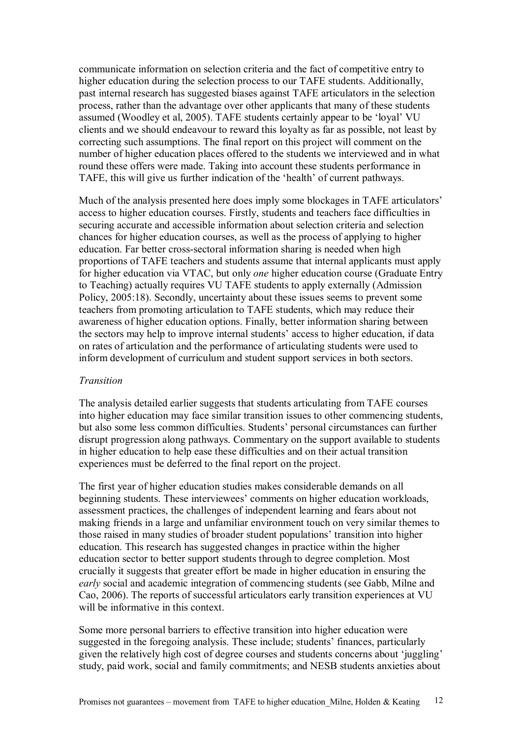communicate information on selection criteria and the fact of competitive entry to higher education during the selection process to our TAFE students. Additionally, past internal research has suggested biases against TAFE articulators in the selection process, rather than the advantage over other applicants that many of these students assumed (Woodley et al, 2005). TAFE students certainly appear to be 'loyal' VU clients and we should endeavour to reward this loyalty as far as possible, not least by correcting such assumptions. The final report on this project will comment on the number of higher education places offered to the students we interviewed and in what round these offers were made. Taking into account these students performance in TAFE, this will give us further indication of the 'health' of current pathways.

Much of the analysis presented here does imply some blockages in TAFE articulators' access to higher education courses. Firstly, students and teachers face difficulties in securing accurate and accessible information about selection criteria and selection chances for higher education courses, as well as the process of applying to higher education. Far better cross-sectoral information sharing is needed when high proportions of TAFE teachers and students assume that internal applicants must apply for higher education via VTAC, but only *one* higher education course (Graduate Entry to Teaching) actually requires VU TAFE students to apply externally (Admission Policy, 2005:18). Secondly, uncertainty about these issues seems to prevent some teachers from promoting articulation to TAFE students, which may reduce their awareness of higher education options. Finally, better information sharing between the sectors may help to improve internal students' access to higher education, if data on rates of articulation and the performance of articulating students were used to inform development of curriculum and student support services in both sectors.

*Transition*

The analysis detailed earlier suggests that students articulating from TAFE courses into higher education may face similar transition issues to other commencing students, but also some less common difficulties. Students' personal circumstances can further disrupt progression along pathways. Commentary on the support available to students in higher education to help ease these difficulties and on their actual transition experiences must be deferred to the final report on the project.

The first year of higher education studies makes considerable demands on all beginning students. These interviewees' comments on higher education workloads, assessment practices, the challenges of independent learning and fears about not making friends in a large and unfamiliar environment touch on very similar themes to those raised in many studies of broader student populations' transition into higher education. This research has suggested changes in practice within the higher education sector to better support students through to degree completion. Most crucially it suggests that greater effort be made in higher education in ensuring the *early* social and academic integration of commencing students (see Gabb, Milne and Cao, 2006). The reports of successful articulators early transition experiences at VU will be informative in this context.

Some more personal barriers to effective transition into higher education were suggested in the foregoing analysis. These include; students' finances, particularly given the relatively high cost of degree courses and students concerns about 'juggling' study, paid work, social and family commitments; and NESB students anxieties about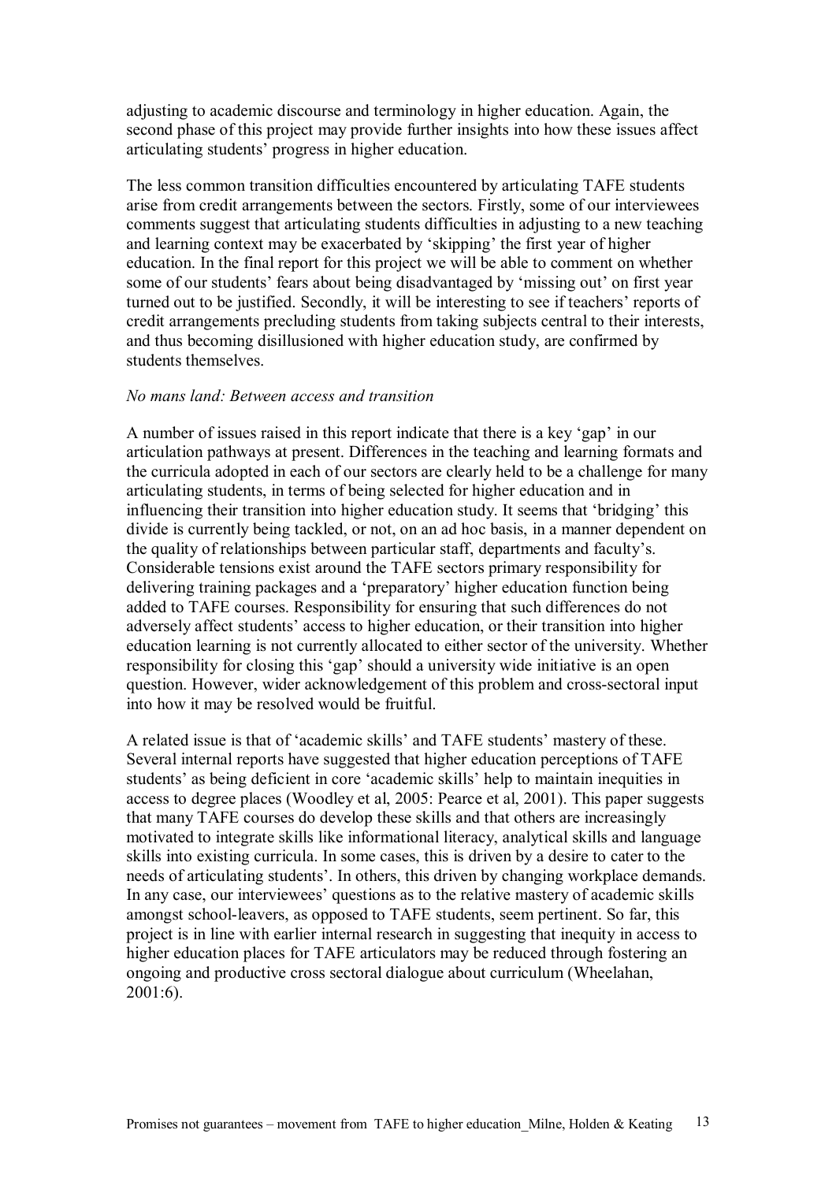adjusting to academic discourse and terminology in higher education. Again, the second phase of this project may provide further insights into how these issues affect articulating students' progress in higher education.

The less common transition difficulties encountered by articulating TAFE students arise from credit arrangements between the sectors. Firstly, some of our interviewees comments suggest that articulating students difficulties in adjusting to a new teaching and learning context may be exacerbated by 'skipping' the first year of higher education. In the final report for this project we will be able to comment on whether some of our students' fears about being disadvantaged by 'missing out' on first year turned out to be justified. Secondly, it will be interesting to see if teachers' reports of credit arrangements precluding students from taking subjects central to their interests, and thus becoming disillusioned with higher education study, are confirmed by students themselves.

*No mans land: Between access and transition*

A number of issues raised in this report indicate that there is a key 'gap' in our articulation pathways at present. Differences in the teaching and learning formats and the curricula adopted in each of our sectors are clearly held to be a challenge for many articulating students, in terms of being selected for higher education and in influencing their transition into higher education study. It seems that 'bridging' this divide is currently being tackled, or not, on an ad hoc basis, in a manner dependent on the quality of relationships between particular staff, departments and faculty's. Considerable tensions exist around the TAFE sectors primary responsibility for delivering training packages and a 'preparatory' higher education function being added to TAFE courses. Responsibility for ensuring that such differences do not adversely affect students' access to higher education, or their transition into higher education learning is not currently allocated to either sector of the university. Whether responsibility for closing this 'gap' should a university wide initiative is an open question. However, wider acknowledgement of this problem and cross-sectoral input into how it may be resolved would be fruitful.

A related issue is that of 'academic skills' and TAFE students' mastery of these. Several internal reports have suggested that higher education perceptions of TAFE students' as being deficient in core 'academic skills' help to maintain inequities in access to degree places (Woodley et al, 2005: Pearce et al, 2001). This paper suggests that many TAFE courses do develop these skills and that others are increasingly motivated to integrate skills like informational literacy, analytical skills and language skills into existing curricula. In some cases, this is driven by a desire to cater to the needs of articulating students'. In others, this driven by changing workplace demands. In any case, our interviewees' questions as to the relative mastery of academic skills amongst school-leavers, as opposed to TAFE students, seem pertinent. So far, this project is in line with earlier internal research in suggesting that inequity in access to higher education places for TAFE articulators may be reduced through fostering an ongoing and productive cross sectoral dialogue about curriculum (Wheelahan, 2001:6).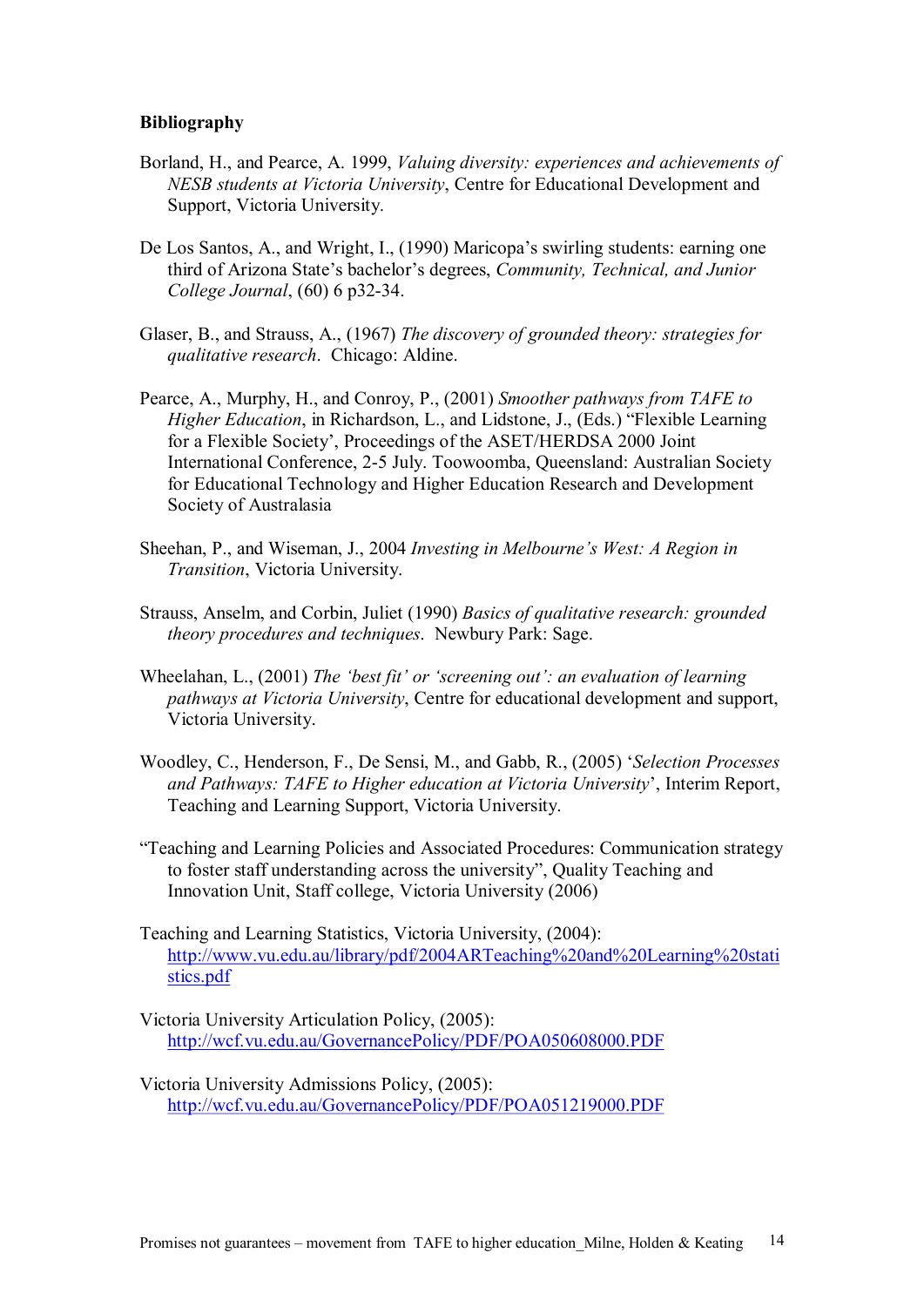**Bibliography**

Borland, H., and Pearce, A. 1999, *Valuing diversity: experiences and achievements of NESB students at Victoria University*, Centre for Educational Development and Support, Victoria University.

De Los Santos, A., and Wright, I., (1990) Maricopa's swirling students: earning one third of Arizona State's bachelor's degrees, *Community, Technical, and Junior College Journal*, (60) 6 p32-34.

Glaser, B., and Strauss, A., (1967) *The discovery of grounded theory: strategies for qualitative research*. Chicago: Aldine.

Pearce, A., Murphy, H., and Conroy, P., (2001) *Smoother pathways from TAFE to Higher Education*, in Richardson, L., and Lidstone, J., (Eds.) "Flexible Learning for a Flexible Society', Proceedings of the ASET/HERDSA 2000 Joint International Conference, 2-5 July. Toowoomba, Queensland: Australian Society for Educational Technology and Higher Education Research and Development Society of Australasia

Sheehan, P., and Wiseman, J., 2004 *Investing in Melbourne's West: A Region in Transition*, Victoria University.

Strauss, Anselm, and Corbin, Juliet (1990) *Basics of qualitative research: grounded theory procedures and techniques*. Newbury Park: Sage.

Wheelahan, L., (2001) *The 'best fit' or 'screening out': an evaluation of learning pathways at Victoria University*, Centre for educational development and support, Victoria University.

Woodley, C., Henderson, F., De Sensi, M., and Gabb, R., (2005) '*Selection Processes and Pathways: TAFE to Higher education at Victoria University*', Interim Report, Teaching and Learning Support, Victoria University.

"Teaching and Learning Policies and Associated Procedures: Communication strategy to foster staff understanding across the university", Quality Teaching and Innovation Unit, Staff college, Victoria University (2006)

Teaching and Learning Statistics, Victoria University, (2004): http://www.vu.edu.au/library/pdf/2004ARTeaching%20and%20Learning%20statistics.pdf

Victoria University Articulation Policy, (2005): http://wcf.vu.edu.au/GovernancePolicy/PDF/POA050608000.PDF

Victoria University Admissions Policy, (2005): http://wcf.vu.edu.au/GovernancePolicy/PDF/POA051219000.PDF